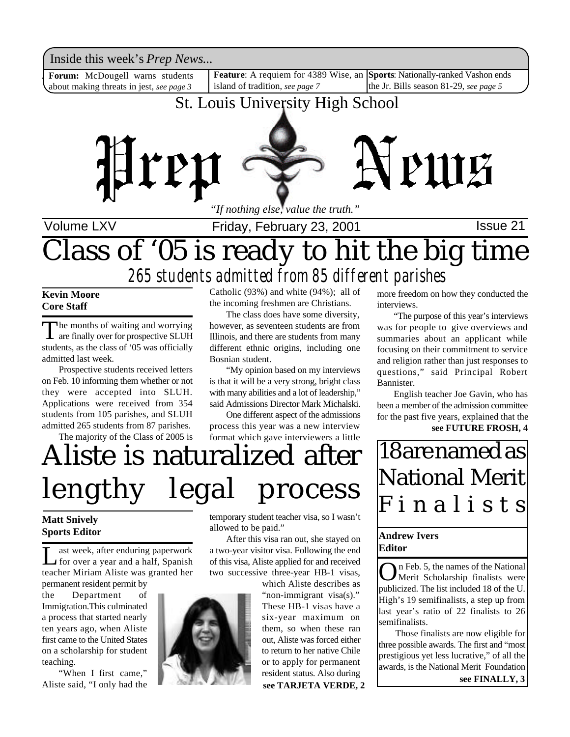Inside this week's *Prep News...*

**Forum:** McDougell warns students about making threats in jest, *see page 3*

**Feature**: A requiem for 4389 Wise, an island of tradition, *see page 7*

**Sports**: Nationally-ranked Vashon ends the Jr. Bills season 81-29, *see page 5*

St. Louis University High School

# Prep News

*"If nothing else, value the truth."*

Volume LXV | Friday, February 23, 2001 | Issue 21

# Class of '05 is ready to hit the big time

## 265 students admitted from 85 different parishes

**Kevin Moore**
**Core Staff**

The months of waiting and worrying are finally over for prospective SLUH students, as the class of '05 was officially admitted last week.

Prospective students received letters on Feb. 10 informing them whether or not they were accepted into SLUH. Applications were received from 354 students from 105 parishes, and SLUH admitted 265 students from 87 parishes.

The majority of the Class of 2005 is Catholic (93%) and white (94%); all of the incoming freshmen are Christians.

The class does have some diversity, however, as seventeen students are from Illinois, and there are students from many different ethnic origins, including one Bosnian student.

"My opinion based on my interviews is that it will be a very strong, bright class with many abilities and a lot of leadership," said Admissions Director Mark Michalski.

One different aspect of the admissions process this year was a new interview format which gave interviewers a little more freedom on how they conducted the interviews.

"The purpose of this year's interviews was for people to give overviews and summaries about an applicant while focusing on their commitment to service and religion rather than just responses to questions," said Principal Robert Bannister.

English teacher Joe Gavin, who has been a member of the admission committee for the past five years, explained that the

**see FUTURE FROSH, 4**

# Aliste is naturalized after lengthy legal process

**Matt Snively**
**Sports Editor**

Last week, after enduring paperwork for over a year and a half, Spanish teacher Miriam Aliste was granted her permanent resident permit by the Department of Immigration. This culminated a process that started nearly ten years ago, when Aliste first came to the United States on a scholarship for student teaching.

"When I first came," Aliste said, "I only had the temporary student teacher visa, so I wasn't allowed to be paid."

After this visa ran out, she stayed on a two-year visitor visa. Following the end of this visa, Aliste applied for and received two successive three-year HB-1 visas, which Aliste describes as "non-immigrant visa(s)." These HB-1 visas have a six-year maximum on them, so when these ran out, Aliste was forced either to return to her native Chile or to apply for permanent resident status. Also during

**see TARJETA VERDE, 2**

# 18 are named as National Merit Finalists

**Andrew Ivers**
**Editor**

On Feb. 5, the names of the National Merit Scholarship finalists were publicized. The list included 18 of the U. High's 19 semifinalists, a step up from last year's ratio of 22 finalists to 26 semifinalists.

Those finalists are now eligible for three possible awards. The first and "most prestigious yet less lucrative," of all the awards, is the National Merit Foundation

**see FINALLY, 3**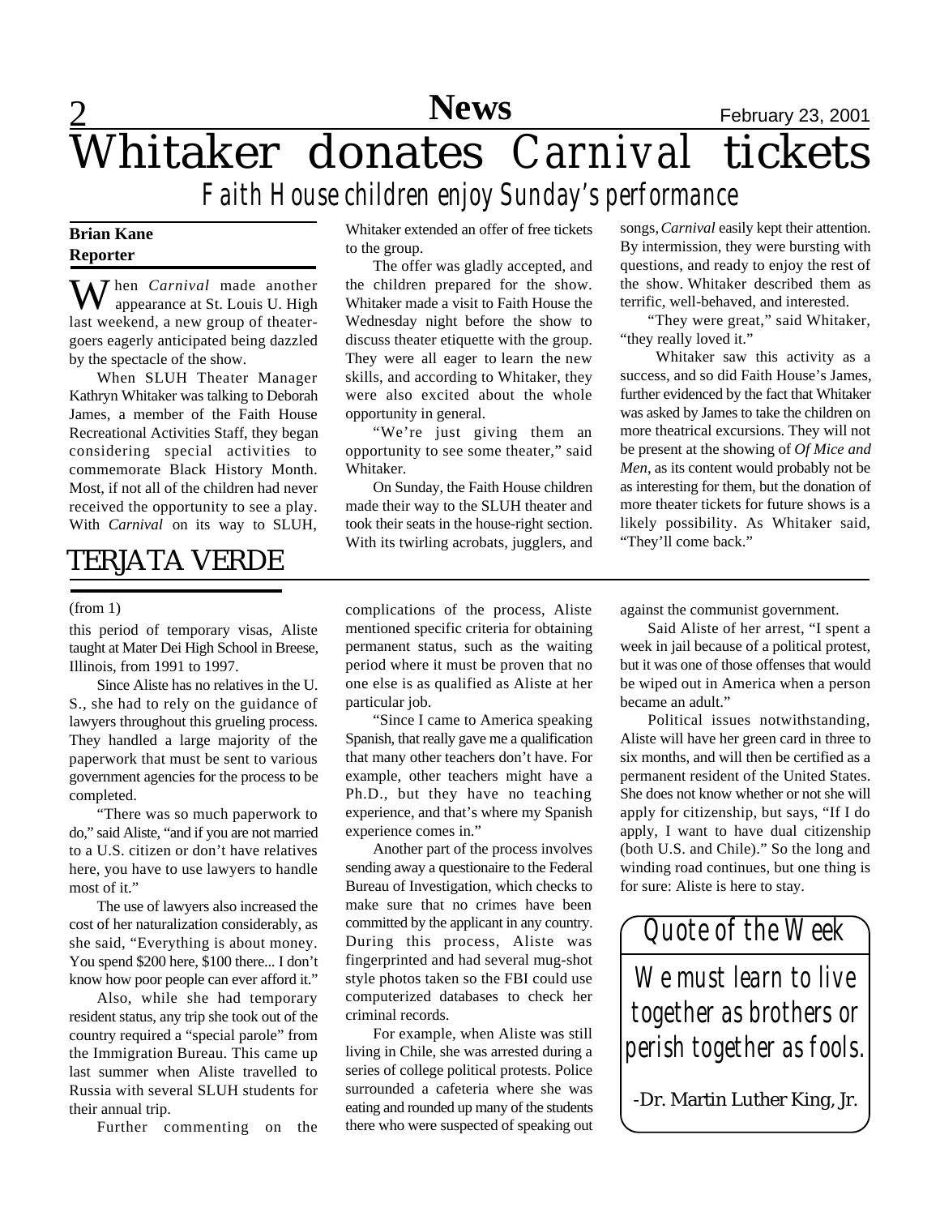# Whitaker donates *Carnival* tickets

## Faith House children enjoy Sunday's performance

**Brian Kane**
**Reporter**

When *Carnival* made another appearance at St. Louis U. High last weekend, a new group of theater-goers eagerly anticipated being dazzled by the spectacle of the show.

When SLUH Theater Manager Kathryn Whitaker was talking to Deborah James, a member of the Faith House Recreational Activities Staff, they began considering special activities to commemorate Black History Month. Most, if not all of the children had never received the opportunity to see a play. With *Carnival* on its way to SLUH, Whitaker extended an offer of free tickets to the group.

The offer was gladly accepted, and the children prepared for the show. Whitaker made a visit to Faith House the Wednesday night before the show to discuss theater etiquette with the group. They were all eager to learn the new skills, and according to Whitaker, they were also excited about the whole opportunity in general.

"We're just giving them an opportunity to see some theater," said Whitaker.

On Sunday, the Faith House children made their way to the SLUH theater and took their seats in the house-right section. With its twirling acrobats, jugglers, and songs, *Carnival* easily kept their attention. By intermission, they were bursting with questions, and ready to enjoy the rest of the show. Whitaker described them as terrific, well-behaved, and interested.

"They were great," said Whitaker, "they really loved it."

Whitaker saw this activity as a success, and so did Faith House's James, further evidenced by the fact that Whitaker was asked by James to take the children on more theatrical excursions. They will not be present at the showing of *Of Mice and Men*, as its content would probably not be as interesting for them, but the donation of more theater tickets for future shows is a likely possibility. As Whitaker said, "They'll come back."

# TERJATA VERDE

(from 1)

this period of temporary visas, Aliste taught at Mater Dei High School in Breese, Illinois, from 1991 to 1997.

Since Aliste has no relatives in the U. S., she had to rely on the guidance of lawyers throughout this grueling process. They handled a large majority of the paperwork that must be sent to various government agencies for the process to be completed.

"There was so much paperwork to do," said Aliste, "and if you are not married to a U.S. citizen or don't have relatives here, you have to use lawyers to handle most of it."

The use of lawyers also increased the cost of her naturalization considerably, as she said, "Everything is about money. You spend $200 here, $100 there... I don't know how poor people can ever afford it."

Also, while she had temporary resident status, any trip she took out of the country required a "special parole" from the Immigration Bureau. This came up last summer when Aliste travelled to Russia with several SLUH students for their annual trip.

Further commenting on the complications of the process, Aliste mentioned specific criteria for obtaining permanent status, such as the waiting period where it must be proven that no one else is as qualified as Aliste at her particular job.

"Since I came to America speaking Spanish, that really gave me a qualification that many other teachers don't have. For example, other teachers might have a Ph.D., but they have no teaching experience, and that's where my Spanish experience comes in."

Another part of the process involves sending away a questionaire to the Federal Bureau of Investigation, which checks to make sure that no crimes have been committed by the applicant in any country. During this process, Aliste was fingerprinted and had several mug-shot style photos taken so the FBI could use computerized databases to check her criminal records.

For example, when Aliste was still living in Chile, she was arrested during a series of college political protests. Police surrounded a cafeteria where she was eating and rounded up many of the students there who were suspected of speaking out against the communist government.

Said Aliste of her arrest, "I spent a week in jail because of a political protest, but it was one of those offenses that would be wiped out in America when a person became an adult."

Political issues notwithstanding, Aliste will have her green card in three to six months, and will then be certified as a permanent resident of the United States. She does not know whether or not she will apply for citizenship, but says, "If I do apply, I want to have dual citizenship (both U.S. and Chile)." So the long and winding road continues, but one thing is for sure: Aliste is here to stay.

## Quote of the Week

*We must learn to live together as brothers or perish together as fools.*

-Dr. Martin Luther King, Jr.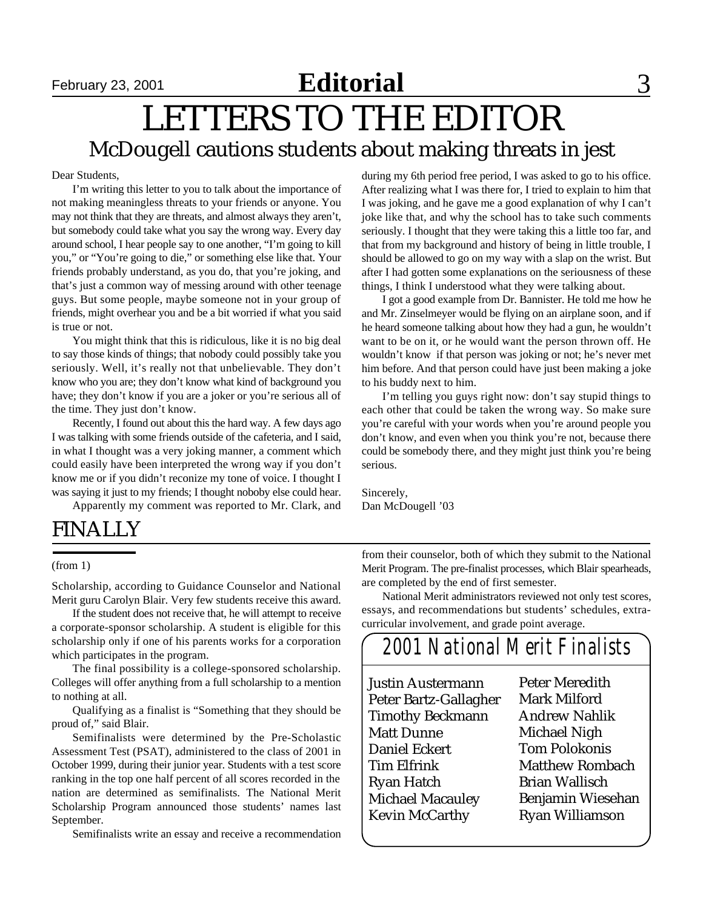# LETTERS TO THE EDITOR

## McDougell cautions students about making threats in jest

Dear Students,

I'm writing this letter to you to talk about the importance of not making meaningless threats to your friends or anyone. You may not think that they are threats, and almost always they aren't, but somebody could take what you say the wrong way. Every day around school, I hear people say to one another, "I'm going to kill you," or "You're going to die," or something else like that. Your friends probably understand, as you do, that you're joking, and that's just a common way of messing around with other teenage guys. But some people, maybe someone not in your group of friends, might overhear you and be a bit worried if what you said is true or not.

You might think that this is ridiculous, like it is no big deal to say those kinds of things; that nobody could possibly take you seriously. Well, it's really not that unbelievable. They don't know who you are; they don't know what kind of background you have; they don't know if you are a joker or you're serious all of the time. They just don't know.

Recently, I found out about this the hard way. A few days ago I was talking with some friends outside of the cafeteria, and I said, in what I thought was a very joking manner, a comment which could easily have been interpreted the wrong way if you don't know me or if you didn't reconize my tone of voice. I thought I was saying it just to my friends; I thought noboby else could hear.

Apparently my comment was reported to Mr. Clark, and during my 6th period free period, I was asked to go to his office. After realizing what I was there for, I tried to explain to him that I was joking, and he gave me a good explanation of why I can't joke like that, and why the school has to take such comments seriously. I thought that they were taking this a little too far, and that from my background and history of being in little trouble, I should be allowed to go on my way with a slap on the wrist. But after I had gotten some explanations on the seriousness of these things, I think I understood what they were talking about.

I got a good example from Dr. Bannister. He told me how he and Mr. Zinselmeyer would be flying on an airplane soon, and if he heard someone talking about how they had a gun, he wouldn't want to be on it, or he would want the person thrown off. He wouldn't know if that person was joking or not; he's never met him before. And that person could have just been making a joke to his buddy next to him.

I'm telling you guys right now: don't say stupid things to each other that could be taken the wrong way. So make sure you're careful with your words when you're around people you don't know, and even when you think you're not, because there could be somebody there, and they might just think you're being serious.

Sincerely,
Dan McDougell '03

## FINALLY

(from 1)

Scholarship, according to Guidance Counselor and National Merit guru Carolyn Blair. Very few students receive this award.

If the student does not receive that, he will attempt to receive a corporate-sponsor scholarship. A student is eligible for this scholarship only if one of his parents works for a corporation which participates in the program.

The final possibility is a college-sponsored scholarship. Colleges will offer anything from a full scholarship to a mention to nothing at all.

Qualifying as a finalist is "Something that they should be proud of," said Blair.

Semifinalists were determined by the Pre-Scholastic Assessment Test (PSAT), administered to the class of 2001 in October 1999, during their junior year. Students with a test score ranking in the top one half percent of all scores recorded in the nation are determined as semifinalists. The National Merit Scholarship Program announced those students' names last September.

Semifinalists write an essay and receive a recommendation from their counselor, both of which they submit to the National Merit Program. The pre-finalist processes, which Blair spearheads, are completed by the end of first semester.

National Merit administrators reviewed not only test scores, essays, and recommendations but students' schedules, extracurricular involvement, and grade point average.

### 2001 National Merit Finalists

- Justin Austermann
- Peter Bartz-Gallagher
- Timothy Beckmann
- Matt Dunne
- Daniel Eckert
- Tim Elfrink
- Ryan Hatch
- Michael Macauley
- Kevin McCarthy
- Peter Meredith
- Mark Milford
- Andrew Nahlik
- Michael Nigh
- Tom Polokonis
- Matthew Rombach
- Brian Wallisch
- Benjamin Wiesehan
- Ryan Williamson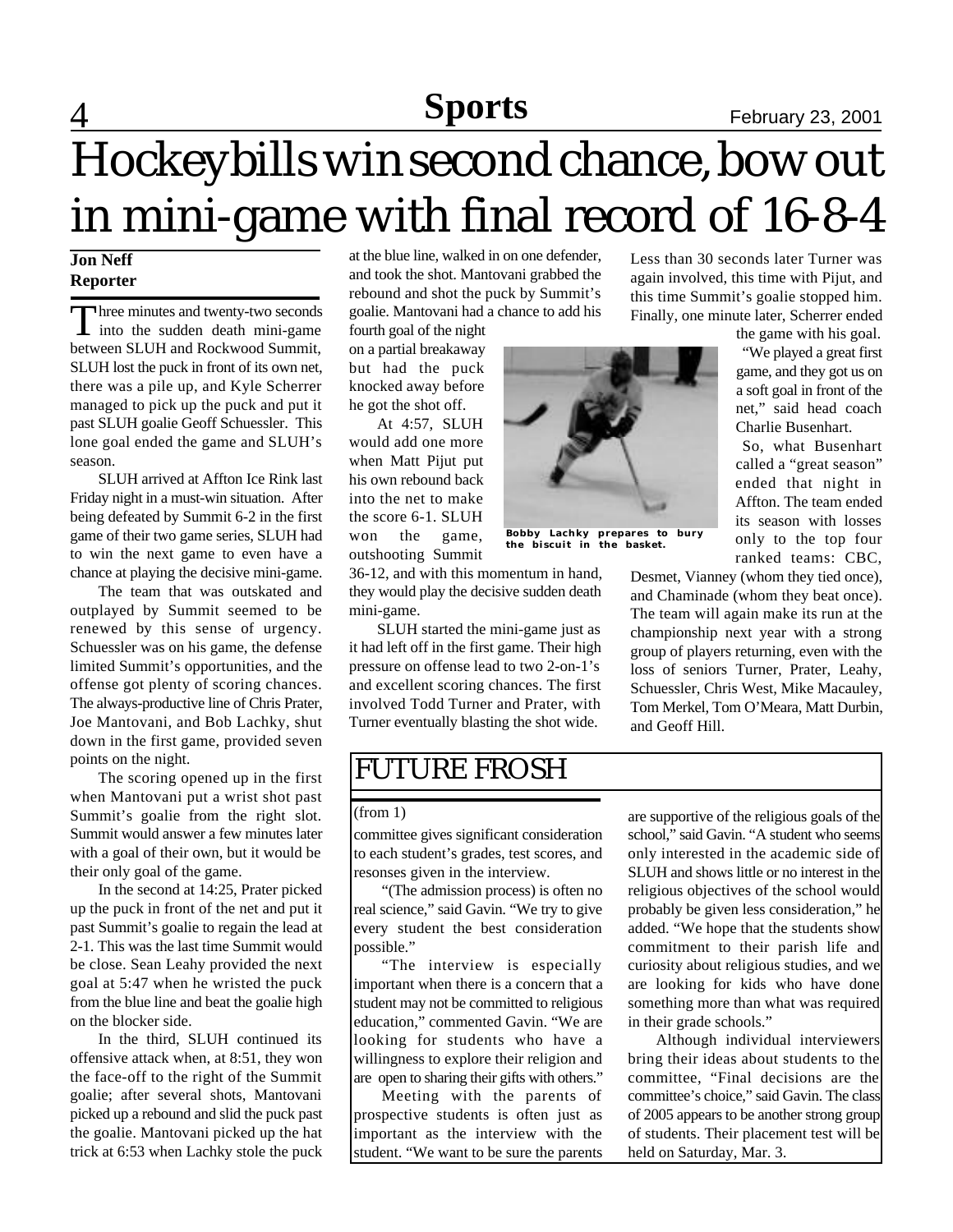# Hockeybills win second chance, bow out in mini-game with final record of 16-8-4

**Jon Neff**
**Reporter**

Three minutes and twenty-two seconds into the sudden death mini-game between SLUH and Rockwood Summit, SLUH lost the puck in front of its own net, there was a pile up, and Kyle Scherrer managed to pick up the puck and put it past SLUH goalie Geoff Schuessler. This lone goal ended the game and SLUH's season.

SLUH arrived at Affton Ice Rink last Friday night in a must-win situation. After being defeated by Summit 6-2 in the first game of their two game series, SLUH had to win the next game to even have a chance at playing the decisive mini-game.

The team that was outskated and outplayed by Summit seemed to be renewed by this sense of urgency. Schuessler was on his game, the defense limited Summit's opportunities, and the offense got plenty of scoring chances. The always-productive line of Chris Prater, Joe Mantovani, and Bob Lachky, shut down in the first game, provided seven points on the night.

The scoring opened up in the first when Mantovani put a wrist shot past Summit's goalie from the right slot. Summit would answer a few minutes later with a goal of their own, but it would be their only goal of the game.

In the second at 14:25, Prater picked up the puck in front of the net and put it past Summit's goalie to regain the lead at 2-1. This was the last time Summit would be close. Sean Leahy provided the next goal at 5:47 when he wristed the puck from the blue line and beat the goalie high on the blocker side.

In the third, SLUH continued its offensive attack when, at 8:51, they won the face-off to the right of the Summit goalie; after several shots, Mantovani picked up a rebound and slid the puck past the goalie. Mantovani picked up the hat trick at 6:53 when Lachky stole the puck at the blue line, walked in on one defender, and took the shot. Mantovani grabbed the rebound and shot the puck by Summit's goalie. Mantovani had a chance to add his fourth goal of the night on a partial breakaway but had the puck knocked away before he got the shot off.

At 4:57, SLUH would add one more when Matt Pijut put his own rebound back into the net to make the score 6-1. SLUH won the game, outshooting Summit 36-12, and with this momentum in hand, they would play the decisive sudden death mini-game.

SLUH started the mini-game just as it had left off in the first game. Their high pressure on offense lead to two 2-on-1's and excellent scoring chances. The first involved Todd Turner and Prater, with Turner eventually blasting the shot wide.

Bobby Lachky prepares to bury the biscuit in the basket.

Less than 30 seconds later Turner was again involved, this time with Pijut, and this time Summit's goalie stopped him. Finally, one minute later, Scherrer ended the game with his goal.

"We played a great first game, and they got us on a soft goal in front of the net," said head coach Charlie Busenhart.

So, what Busenhart called a "great season" ended that night in Affton. The team ended its season with losses only to the top four ranked teams: CBC, Desmet, Vianney (whom they tied once), and Chaminade (whom they beat once). The team will again make its run at the championship next year with a strong group of players returning, even with the loss of seniors Turner, Prater, Leahy, Schuessler, Chris West, Mike Macauley, Tom Merkel, Tom O'Meara, Matt Durbin, and Geoff Hill.

## FUTURE FROSH

(from 1)

committee gives significant consideration to each student's grades, test scores, and resonses given in the interview.

"(The admission process) is often no real science," said Gavin. "We try to give every student the best consideration possible."

"The interview is especially important when there is a concern that a student may not be committed to religious education," commented Gavin. "We are looking for students who have a willingness to explore their religion and are open to sharing their gifts with others."

Meeting with the parents of prospective students is often just as important as the interview with the student. "We want to be sure the parents are supportive of the religious goals of the school," said Gavin. "A student who seems only interested in the academic side of SLUH and shows little or no interest in the religious objectives of the school would probably be given less consideration," he added. "We hope that the students show commitment to their parish life and curiosity about religious studies, and we are looking for kids who have done something more than what was required in their grade schools."

Although individual interviewers bring their ideas about students to the committee, "Final decisions are the committee's choice," said Gavin. The class of 2005 appears to be another strong group of students. Their placement test will be held on Saturday, Mar. 3.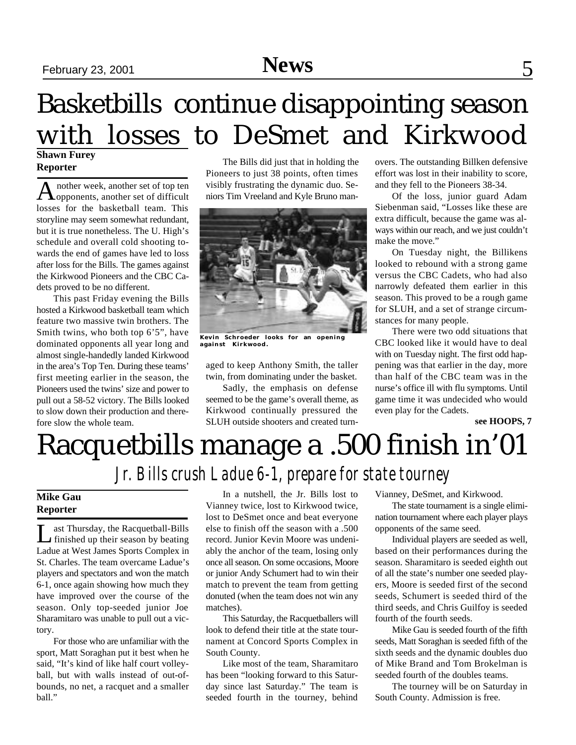# Basketbills continue disappointing season with losses to DeSmet and Kirkwood

**Shawn Furey**
**Reporter**

Another week, another set of top ten opponents, another set of difficult losses for the basketball team. This storyline may seem somewhat redundant, but it is true nonetheless. The U. High's schedule and overall cold shooting towards the end of games have led to loss after loss for the Bills. The games against the Kirkwood Pioneers and the CBC Cadets proved to be no different.

This past Friday evening the Bills hosted a Kirkwood basketball team which feature two massive twin brothers. The Smith twins, who both top 6'5", have dominated opponents all year long and almost single-handedly landed Kirkwood in the area's Top Ten. During these teams' first meeting earlier in the season, the Pioneers used the twins' size and power to pull out a 58-52 victory. The Bills looked to slow down their production and therefore slow the whole team.

The Bills did just that in holding the Pioneers to just 38 points, often times visibly frustrating the dynamic duo. Seniors Tim Vreeland and Kyle Bruno managed to keep Anthony Smith, the taller twin, from dominating under the basket.

Kevin Schroeder looks for an opening against Kirkwood.

Sadly, the emphasis on defense seemed to be the game's overall theme, as Kirkwood continually pressured the SLUH outside shooters and created turnovers. The outstanding Billken defensive effort was lost in their inability to score, and they fell to the Pioneers 38-34.

Of the loss, junior guard Adam Siebenman said, "Losses like these are extra difficult, because the game was always within our reach, and we just couldn't make the move."

On Tuesday night, the Billikens looked to rebound with a strong game versus the CBC Cadets, who had also narrowly defeated them earlier in this season. This proved to be a rough game for SLUH, and a set of strange circumstances for many people.

There were two odd situations that CBC looked like it would have to deal with on Tuesday night. The first odd happening was that earlier in the day, more than half of the CBC team was in the nurse's office ill with flu symptoms. Until game time it was undecided who would even play for the Cadets.

**see HOOPS, 7**

# Racquetbills manage a .500 finish in'01

## *Jr. Bills crush Ladue 6-1, prepare for state tourney*

**Mike Gau**
**Reporter**

Last Thursday, the Racquetball-Bills finished up their season by beating Ladue at West James Sports Complex in St. Charles. The team overcame Ladue's players and spectators and won the match 6-1, once again showing how much they have improved over the course of the season. Only top-seeded junior Joe Sharamitaro was unable to pull out a victory.

For those who are unfamiliar with the sport, Matt Soraghan put it best when he said, "It's kind of like half court volleyball, but with walls instead of out-of-bounds, no net, a racquet and a smaller ball."

In a nutshell, the Jr. Bills lost to Vianney twice, lost to Kirkwood twice, lost to DeSmet once and beat everyone else to finish off the season with a .500 record. Junior Kevin Moore was undeniably the anchor of the team, losing only once all season. On some occasions, Moore or junior Andy Schumert had to win their match to prevent the team from getting donuted (when the team does not win any matches).

This Saturday, the Racquetballers will look to defend their title at the state tournament at Concord Sports Complex in South County.

Like most of the team, Sharamitaro has been "looking forward to this Saturday since last Saturday." The team is seeded fourth in the tourney, behind Vianney, DeSmet, and Kirkwood.

The state tournament is a single elimination tournament where each player plays opponents of the same seed.

Individual players are seeded as well, based on their performances during the season. Sharamitaro is seeded eighth out of all the state's number one seeded players, Moore is seeded first of the second seeds, Schumert is seeded third of the third seeds, and Chris Guilfoy is seeded fourth of the fourth seeds.

Mike Gau is seeded fourth of the fifth seeds, Matt Soraghan is seeded fifth of the sixth seeds and the dynamic doubles duo of Mike Brand and Tom Brokelman is seeded fourth of the doubles teams.

The tourney will be on Saturday in South County. Admission is free.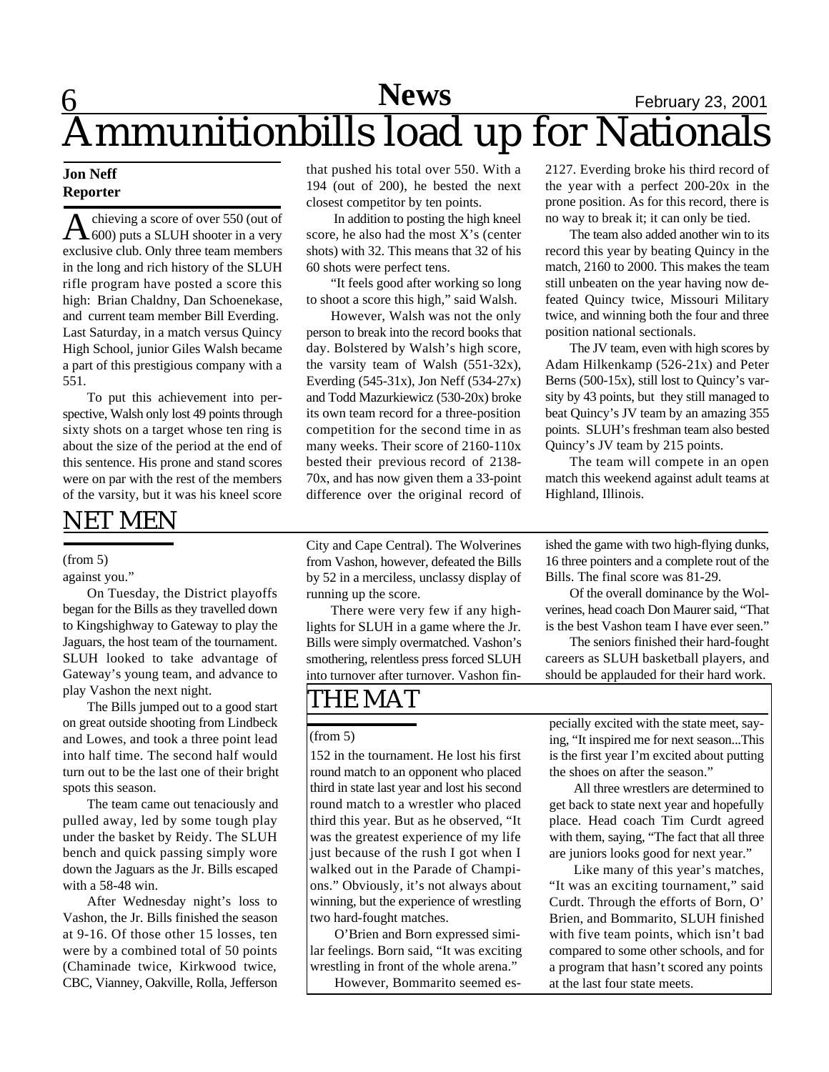# Ammunitionbills load up for Nationals

**Jon Neff**
**Reporter**

Achieving a score of over 550 (out of 600) puts a SLUH shooter in a very exclusive club. Only three team members in the long and rich history of the SLUH rifle program have posted a score this high: Brian Chaldny, Dan Schoenekase, and current team member Bill Everding. Last Saturday, in a match versus Quincy High School, junior Giles Walsh became a part of this prestigious company with a 551.

To put this achievement into perspective, Walsh only lost 49 points through sixty shots on a target whose ten ring is about the size of the period at the end of this sentence. His prone and stand scores were on par with the rest of the members of the varsity, but it was his kneel score that pushed his total over 550. With a 194 (out of 200), he bested the next closest competitor by ten points.

In addition to posting the high kneel score, he also had the most X's (center shots) with 32. This means that 32 of his 60 shots were perfect tens.

"It feels good after working so long to shoot a score this high," said Walsh.

However, Walsh was not the only person to break into the record books that day. Bolstered by Walsh's high score, the varsity team of Walsh (551-32x), Everding (545-31x), Jon Neff (534-27x) and Todd Mazurkiewicz (530-20x) broke its own team record for a three-position competition for the second time in as many weeks. Their score of 2160-110x bested their previous record of 2138-70x, and has now given them a 33-point difference over the original record of 2127. Everding broke his third record of the year with a perfect 200-20x in the prone position. As for this record, there is no way to break it; it can only be tied.

The team also added another win to its record this year by beating Quincy in the match, 2160 to 2000. This makes the team still unbeaten on the year having now defeated Quincy twice, Missouri Military twice, and winning both the four and three position national sectionals.

The JV team, even with high scores by Adam Hilkenkamp (526-21x) and Peter Berns (500-15x), still lost to Quincy's varsity by 43 points, but they still managed to beat Quincy's JV team by an amazing 355 points. SLUH's freshman team also bested Quincy's JV team by 215 points.

The team will compete in an open match this weekend against adult teams at Highland, Illinois.

## NET MEN

(from 5)

against you."

On Tuesday, the District playoffs began for the Bills as they travelled down to Kingshighway to Gateway to play the Jaguars, the host team of the tournament. SLUH looked to take advantage of Gateway's young team, and advance to play Vashon the next night.

The Bills jumped out to a good start on great outside shooting from Lindbeck and Lowes, and took a three point lead into half time. The second half would turn out to be the last one of their bright spots this season.

The team came out tenaciously and pulled away, led by some tough play under the basket by Reidy. The SLUH bench and quick passing simply wore down the Jaguars as the Jr. Bills escaped with a 58-48 win.

After Wednesday night's loss to Vashon, the Jr. Bills finished the season at 9-16. Of those other 15 losses, ten were by a combined total of 50 points (Chaminade twice, Kirkwood twice, CBC, Vianney, Oakville, Rolla, Jefferson City and Cape Central). The Wolverines from Vashon, however, defeated the Bills by 52 in a merciless, unclassy display of running up the score.

There were very few if any highlights for SLUH in a game where the Jr. Bills were simply overmatched. Vashon's smothering, relentless press forced SLUH into turnover after turnover. Vashon finished the game with two high-flying dunks, 16 three pointers and a complete rout of the Bills. The final score was 81-29.

Of the overall dominance by the Wolverines, head coach Don Maurer said, "That is the best Vashon team I have ever seen."

The seniors finished their hard-fought careers as SLUH basketball players, and should be applauded for their hard work.

## THE MAT

(from 5)

152 in the tournament. He lost his first round match to an opponent who placed third in state last year and lost his second round match to a wrestler who placed third this year. But as he observed, "It was the greatest experience of my life just because of the rush I got when I walked out in the Parade of Champions." Obviously, it's not always about winning, but the experience of wrestling two hard-fought matches.

O'Brien and Born expressed similar feelings. Born said, "It was exciting wrestling in front of the whole arena."

However, Bommarito seemed especially excited with the state meet, saying, "It inspired me for next season...This is the first year I'm excited about putting the shoes on after the season."

All three wrestlers are determined to get back to state next year and hopefully place. Head coach Tim Curdt agreed with them, saying, "The fact that all three are juniors looks good for next year."

Like many of this year's matches, "It was an exciting tournament," said Curdt. Through the efforts of Born, O'Brien, and Bommarito, SLUH finished with five team points, which isn't bad compared to some other schools, and for a program that hasn't scored any points at the last four state meets.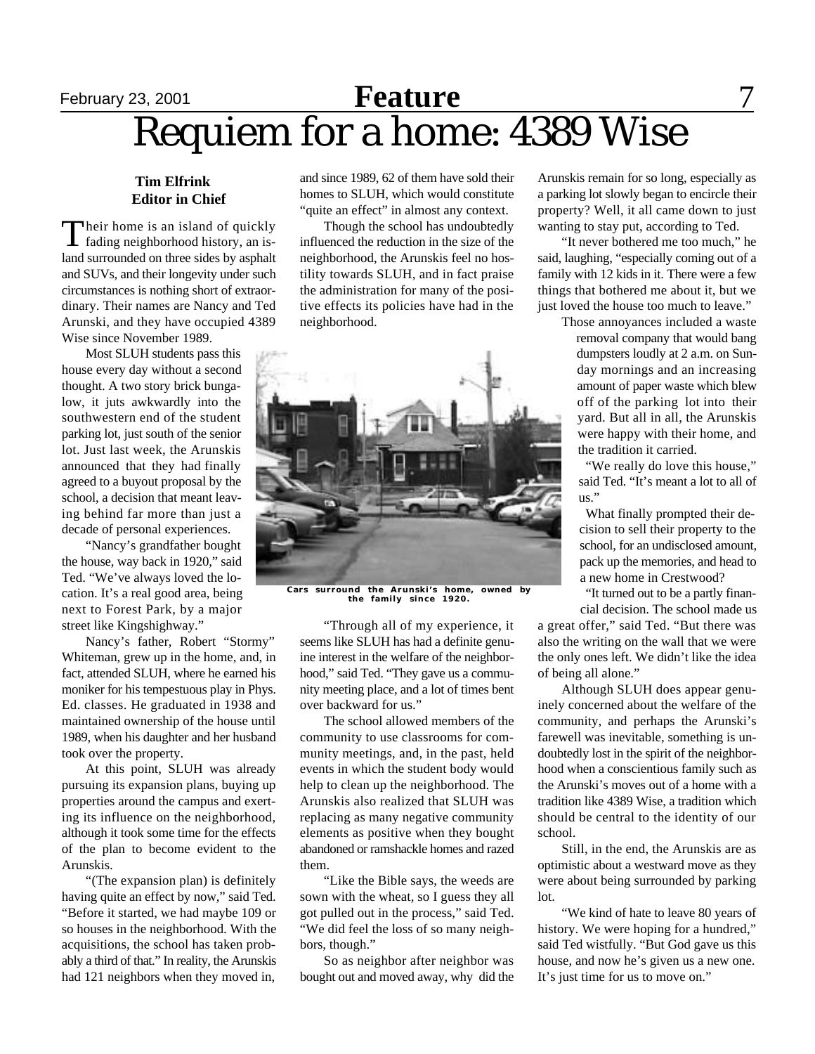# Requiem for a home: 4389 Wise

**Tim Elfrink**
**Editor in Chief**

Their home is an island of quickly fading neighborhood history, an island surrounded on three sides by asphalt and SUVs, and their longevity under such circumstances is nothing short of extraordinary. Their names are Nancy and Ted Arunski, and they have occupied 4389 Wise since November 1989.

Most SLUH students pass this house every day without a second thought. A two story brick bungalow, it juts awkwardly into the southwestern end of the student parking lot, just south of the senior lot. Just last week, the Arunskis announced that they had finally agreed to a buyout proposal by the school, a decision that meant leaving behind far more than just a decade of personal experiences.

"Nancy's grandfather bought the house, way back in 1920," said Ted. "We've always loved the location. It's a real good area, being next to Forest Park, by a major street like Kingshighway."

Nancy's father, Robert "Stormy" Whiteman, grew up in the home, and, in fact, attended SLUH, where he earned his moniker for his tempestuous play in Phys. Ed. classes. He graduated in 1938 and maintained ownership of the house until 1989, when his daughter and her husband took over the property.

At this point, SLUH was already pursuing its expansion plans, buying up properties around the campus and exerting its influence on the neighborhood, although it took some time for the effects of the plan to become evident to the Arunskis.

"(The expansion plan) is definitely having quite an effect by now," said Ted. "Before it started, we had maybe 109 or so houses in the neighborhood. With the acquisitions, the school has taken probably a third of that." In reality, the Arunskis had 121 neighbors when they moved in, and since 1989, 62 of them have sold their homes to SLUH, which would constitute "quite an effect" in almost any context.

Though the school has undoubtedly influenced the reduction in the size of the neighborhood, the Arunskis feel no hostility towards SLUH, and in fact praise the administration for many of the positive effects its policies have had in the neighborhood.

Cars surround the Arunski's home, owned by the family since 1920.

"Through all of my experience, it seems like SLUH has had a definite genuine interest in the welfare of the neighborhood," said Ted. "They gave us a community meeting place, and a lot of times bent over backward for us."

The school allowed members of the community to use classrooms for community meetings, and, in the past, held events in which the student body would help to clean up the neighborhood. The Arunskis also realized that SLUH was replacing as many negative community elements as positive when they bought abandoned or ramshackle homes and razed them.

"Like the Bible says, the weeds are sown with the wheat, so I guess they all got pulled out in the process," said Ted. "We did feel the loss of so many neighbors, though."

So as neighbor after neighbor was bought out and moved away, why did the Arunskis remain for so long, especially as a parking lot slowly began to encircle their property? Well, it all came down to just wanting to stay put, according to Ted.

"It never bothered me too much," he said, laughing, "especially coming out of a family with 12 kids in it. There were a few things that bothered me about it, but we just loved the house too much to leave."

Those annoyances included a waste removal company that would bang dumpsters loudly at 2 a.m. on Sunday mornings and an increasing amount of paper waste which blew off of the parking lot into their yard. But all in all, the Arunskis were happy with their home, and the tradition it carried.

"We really do love this house," said Ted. "It's meant a lot to all of us."

What finally prompted their decision to sell their property to the school, for an undisclosed amount, pack up the memories, and head to a new home in Crestwood?

"It turned out to be a partly financial decision. The school made us a great offer," said Ted. "But there was also the writing on the wall that we were the only ones left. We didn't like the idea of being all alone."

Although SLUH does appear genuinely concerned about the welfare of the community, and perhaps the Arunski's farewell was inevitable, something is undoubtedly lost in the spirit of the neighborhood when a conscientious family such as the Arunski's moves out of a home with a tradition like 4389 Wise, a tradition which should be central to the identity of our school.

Still, in the end, the Arunskis are as optimistic about a westward move as they were about being surrounded by parking lot.

"We kind of hate to leave 80 years of history. We were hoping for a hundred," said Ted wistfully. "But God gave us this house, and now he's given us a new one. It's just time for us to move on."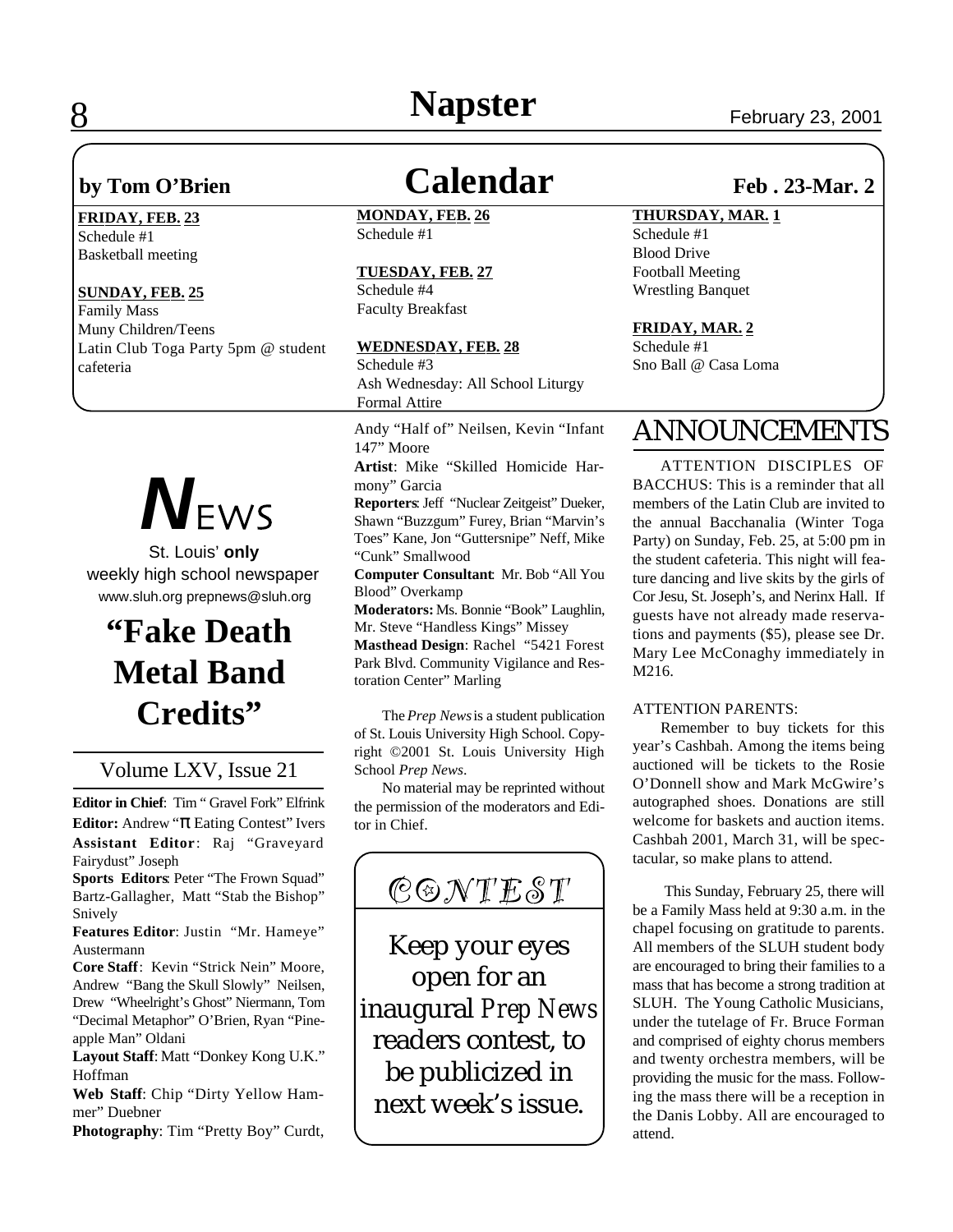# Napster

## Calendar

by Tom O'Brien

Feb . 23-Mar. 2

**FRIDAY, FEB. 23**
Schedule #1
Basketball meeting

**SUNDAY, FEB. 25**
Family Mass
Muny Children/Teens
Latin Club Toga Party 5pm @ student cafeteria

**MONDAY, FEB. 26**
Schedule #1

**TUESDAY, FEB. 27**
Schedule #4
Faculty Breakfast

**WEDNESDAY, FEB. 28**
Schedule #3
Ash Wednesday: All School Liturgy
Formal Attire

**THURSDAY, MAR. 1**
Schedule #1
Blood Drive
Football Meeting
Wrestling Banquet

**FRIDAY, MAR. 2**
Schedule #1
Sno Ball @ Casa Loma

# NEWS

St. Louis' **only** weekly high school newspaper
www.sluh.org prepnews@sluh.org

## "Fake Death Metal Band Credits"

Volume LXV, Issue 21

**Editor in Chief**: Tim " Gravel Fork" Elfrink
**Editor:** Andrew "π Eating Contest" Ivers
**Assistant Editor**: Raj "Graveyard Fairydust" Joseph
**Sports Editors**: Peter "The Frown Squad" Bartz-Gallagher, Matt "Stab the Bishop" Snively
**Features Editor**: Justin "Mr. Hameye" Austermann
**Core Staff**: Kevin "Strick Nein" Moore, Andrew "Bang the Skull Slowly" Neilsen, Drew "Wheelright's Ghost" Niermann, Tom "Decimal Metaphor" O'Brien, Ryan "Pineapple Man" Oldani
**Layout Staff**: Matt "Donkey Kong U.K." Hoffman
**Web Staff**: Chip "Dirty Yellow Hammer" Duebner
**Photography**: Tim "Pretty Boy" Curdt, Andy "Half of" Neilsen, Kevin "Infant 147" Moore
**Artist**: Mike "Skilled Homicide Harmony" Garcia
**Reporters**: Jeff "Nuclear Zeitgeist" Dueker, Shawn "Buzzgum" Furey, Brian "Marvin's Toes" Kane, Jon "Guttersnipe" Neff, Mike "Cunk" Smallwood
**Computer Consultant**: Mr. Bob "All You Blood" Overkamp
**Moderators:** Ms. Bonnie "Book" Laughlin, Mr. Steve "Handless Kings" Missey
**Masthead Design**: Rachel "5421 Forest Park Blvd. Community Vigilance and Restoration Center" Marling

The *Prep News* is a student publication of St. Louis University High School. Copyright ©2001 St. Louis University High School *Prep News*.

No material may be reprinted without the permission of the moderators and Editor in Chief.

## CONTEST

Keep your eyes open for an inaugural *Prep News* readers contest, to be publicized in next week's issue.

# ANNOUNCEMENTS

ATTENTION DISCIPLES OF BACCHUS: This is a reminder that all members of the Latin Club are invited to the annual Bacchanalia (Winter Toga Party) on Sunday, Feb. 25, at 5:00 pm in the student cafeteria. This night will feature dancing and live skits by the girls of Cor Jesu, St. Joseph's, and Nerinx Hall. If guests have not already made reservations and payments ($5), please see Dr. Mary Lee McConaghy immediately in M216.

ATTENTION PARENTS:

Remember to buy tickets for this year's Cashbah. Among the items being auctioned will be tickets to the Rosie O'Donnell show and Mark McGwire's autographed shoes. Donations are still welcome for baskets and auction items. Cashbah 2001, March 31, will be spectacular, so make plans to attend.

This Sunday, February 25, there will be a Family Mass held at 9:30 a.m. in the chapel focusing on gratitude to parents. All members of the SLUH student body are encouraged to bring their families to a mass that has become a strong tradition at SLUH. The Young Catholic Musicians, under the tutelage of Fr. Bruce Forman and comprised of eighty chorus members and twenty orchestra members, will be providing the music for the mass. Following the mass there will be a reception in the Danis Lobby. All are encouraged to attend.